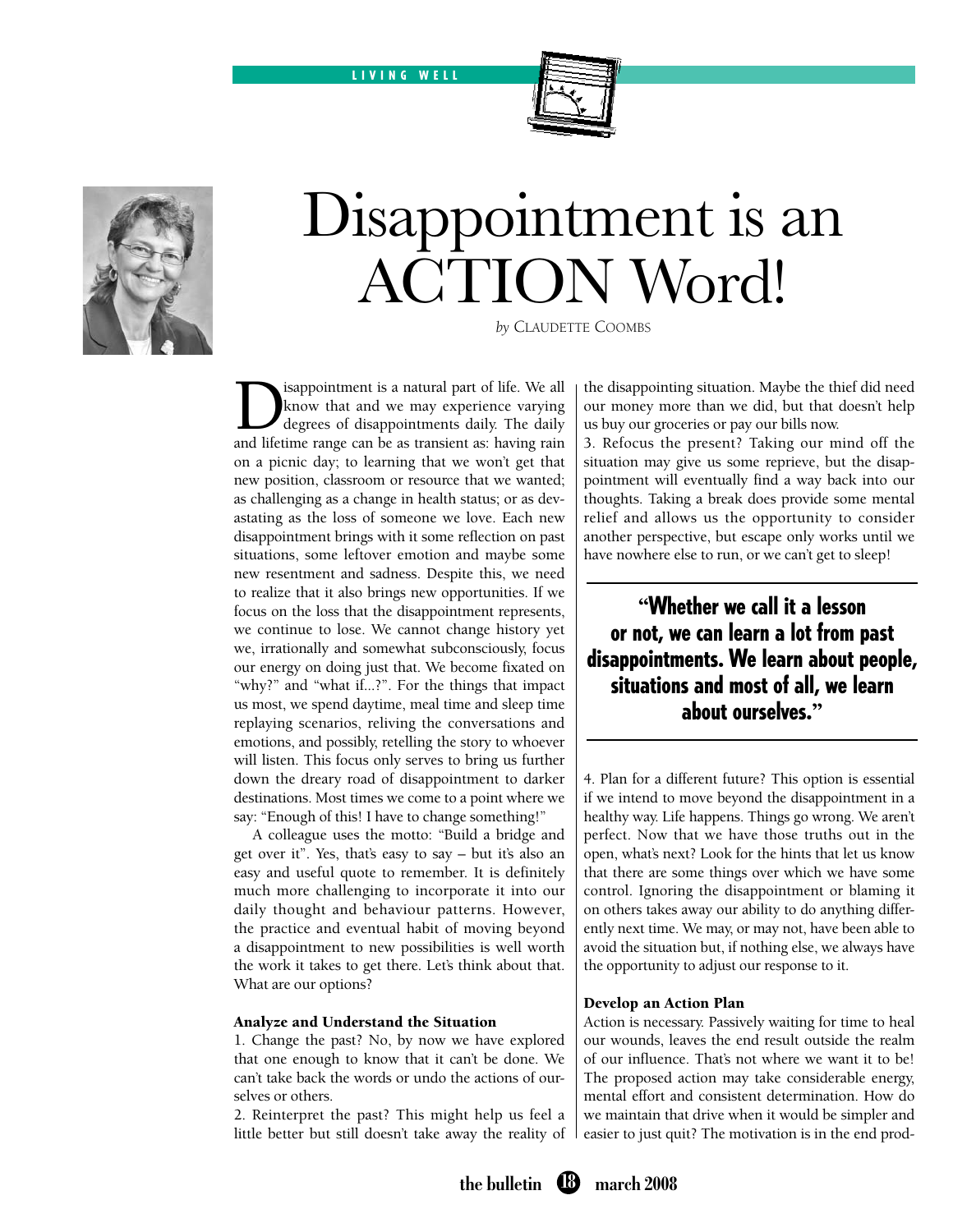# Disappointment is an ACTION Word!

*by* CLAUDETTE COOMBS

Disappointment is a natural part of life. We all know that and we may experience varying degrees of disappointments daily. The daily and lifetime range can be as transient as: having rain on a picnic day; to learning that we won't get that new position, classroom or resource that we wanted; as challenging as a change in health status; or as devastating as the loss of someone we love. Each new disappointment brings with it some reflection on past situations, some leftover emotion and maybe some new resentment and sadness. Despite this, we need to realize that it also brings new opportunities. If we focus on the loss that the disappointment represents, we continue to lose. We cannot change history yet we, irrationally and somewhat subconsciously, focus our energy on doing just that. We become fixated on "why?" and "what if...?". For the things that impact us most, we spend daytime, meal time and sleep time replaying scenarios, reliving the conversations and emotions, and possibly, retelling the story to whoever will listen. This focus only serves to bring us further down the dreary road of disappointment to darker destinations. Most times we come to a point where we say: "Enough of this! I have to change something!"

A colleague uses the motto: "Build a bridge and get over it". Yes, that's easy to say – but it's also an easy and useful quote to remember. It is definitely much more challenging to incorporate it into our daily thought and behaviour patterns. However, the practice and eventual habit of moving beyond a disappointment to new possibilities is well worth the work it takes to get there. Let's think about that. What are our options?

### Analyze and Understand the Situation

1. Change the past? No, by now we have explored that one enough to know that it can't be done. We can't take back the words or undo the actions of ourselves or others.

2. Reinterpret the past? This might help us feel a little better but still doesn't take away the reality of the disappointing situation. Maybe the thief did need our money more than we did, but that doesn't help us buy our groceries or pay our bills now.

3. Refocus the present? Taking our mind off the situation may give us some reprieve, but the disappointment will eventually find a way back into our thoughts. Taking a break does provide some mental relief and allows us the opportunity to consider another perspective, but escape only works until we have nowhere else to run, or we can't get to sleep!

> **"Whether we call it a lesson or not, we can learn a lot from past disappointments. We learn about people, situations and most of all, we learn about ourselves."**

4. Plan for a different future? This option is essential if we intend to move beyond the disappointment in a healthy way. Life happens. Things go wrong. We aren't perfect. Now that we have those truths out in the open, what's next? Look for the hints that let us know that there are some things over which we have some control. Ignoring the disappointment or blaming it on others takes away our ability to do anything differently next time. We may, or may not, have been able to avoid the situation but, if nothing else, we always have the opportunity to adjust our response to it.

### Develop an Action Plan

Action is necessary. Passively waiting for time to heal our wounds, leaves the end result outside the realm of our influence. That's not where we want it to be! The proposed action may take considerable energy, mental effort and consistent determination. How do we maintain that drive when it would be simpler and easier to just quit? The motivation is in the end prod-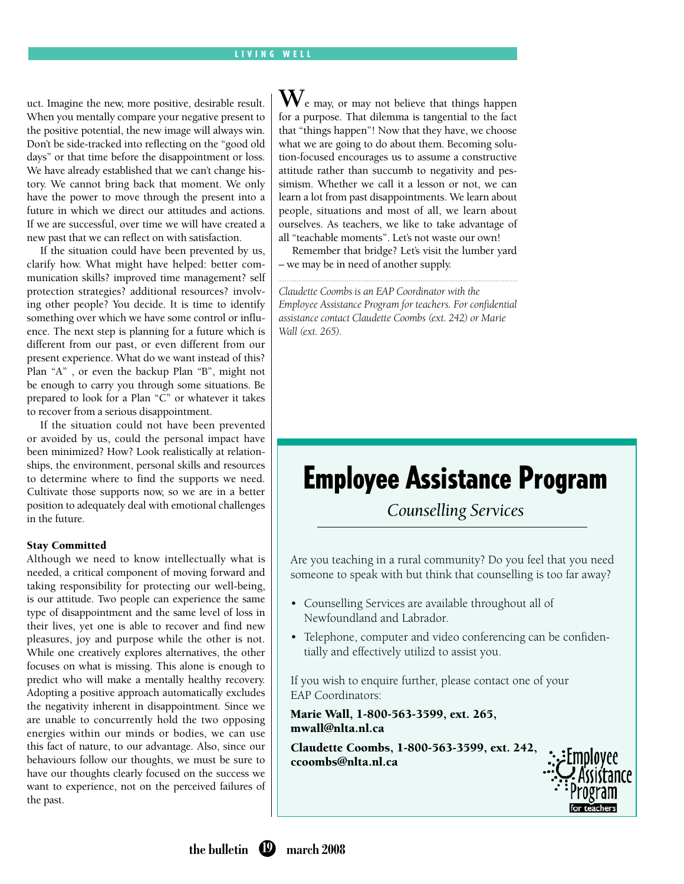uct. Imagine the new, more positive, desirable result. When you mentally compare your negative present to the positive potential, the new image will always win. Don't be side-tracked into reflecting on the "good old days" or that time before the disappointment or loss. We have already established that we can't change history. We cannot bring back that moment. We only have the power to move through the present into a future in which we direct our attitudes and actions. If we are successful, over time we will have created a new past that we can reflect on with satisfaction.

If the situation could have been prevented by us, clarify how. What might have helped: better communication skills? improved time management? self protection strategies? additional resources? involving other people? You decide. It is time to identify something over which we have some control or influence. The next step is planning for a future which is different from our past, or even different from our present experience. What do we want instead of this? Plan "A" , or even the backup Plan "B", might not be enough to carry you through some situations. Be prepared to look for a Plan "C" or whatever it takes to recover from a serious disappointment.

If the situation could not have been prevented or avoided by us, could the personal impact have been minimized? How? Look realistically at relationships, the environment, personal skills and resources to determine where to find the supports we need. Cultivate those supports now, so we are in a better position to adequately deal with emotional challenges in the future.

**Stay Committed**

Although we need to know intellectually what is needed, a critical component of moving forward and taking responsibility for protecting our well-being, is our attitude. Two people can experience the same type of disappointment and the same level of loss in their lives, yet one is able to recover and find new pleasures, joy and purpose while the other is not. While one creatively explores alternatives, the other focuses on what is missing. This alone is enough to predict who will make a mentally healthy recovery. Adopting a positive approach automatically excludes the negativity inherent in disappointment. Since we are unable to concurrently hold the two opposing energies within our minds or bodies, we can use this fact of nature, to our advantage. Also, since our behaviours follow our thoughts, we must be sure to have our thoughts clearly focused on the success we want to experience, not on the perceived failures of the past.

We may, or may not believe that things happen for a purpose. That dilemma is tangential to the fact that "things happen"! Now that they have, we choose what we are going to do about them. Becoming solution-focused encourages us to assume a constructive attitude rather than succumb to negativity and pessimism. Whether we call it a lesson or not, we can learn a lot from past disappointments. We learn about people, situations and most of all, we learn about ourselves. As teachers, we like to take advantage of all "teachable moments". Let's not waste our own!

Remember that bridge? Let's visit the lumber yard – we may be in need of another supply.

*Claudette Coombs is an EAP Coordinator with the Employee Assistance Program for teachers. For confidential assistance contact Claudette Coombs (ext. 242) or Marie Wall (ext. 265).*

# Employee Assistance Program

*Counselling Services*

Are you teaching in a rural community? Do you feel that you need someone to speak with but think that counselling is too far away?

- Counselling Services are available throughout all of Newfoundland and Labrador.
- Telephone, computer and video conferencing can be confidentially and effectively utilizd to assist you.

If you wish to enquire further, please contact one of your EAP Coordinators:

**Marie Wall, 1-800-563-3599, ext. 265, mwall@nlta.nl.ca**

**Claudette Coombs, 1-800-563-3599, ext. 242, ccoombs@nlta.nl.ca**

Employee Assistance Program for teachers